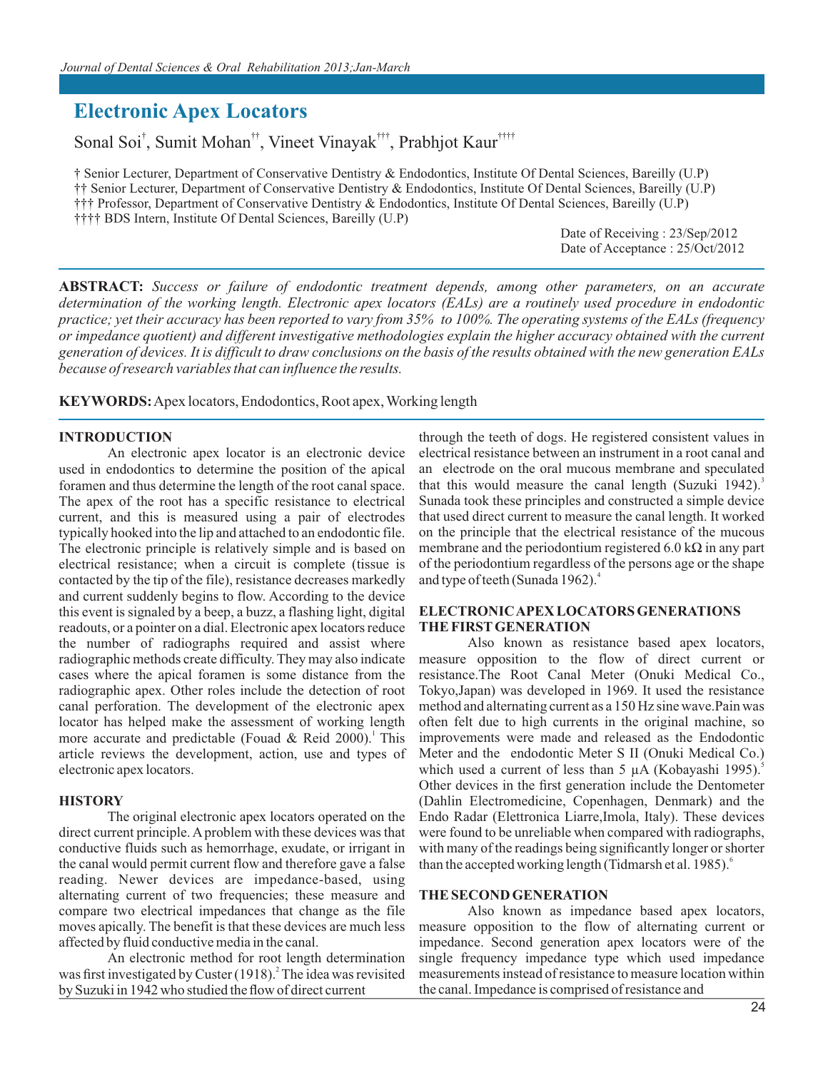# Electronic Apex Locators

Sonal Soi[†], Sumit Mohan[††], Vineet Vinayak[†††], Prabhjot Kaur[††††]

† Senior Lecturer, Department of Conservative Dentistry & Endodontics, Institute Of Dental Sciences, Bareilly (U.P)
†† Senior Lecturer, Department of Conservative Dentistry & Endodontics, Institute Of Dental Sciences, Bareilly (U.P)
††† Professor, Department of Conservative Dentistry & Endodontics, Institute Of Dental Sciences, Bareilly (U.P)
†††† BDS Intern, Institute Of Dental Sciences, Bareilly (U.P)

Date of Receiving : 23/Sep/2012
Date of Acceptance : 25/Oct/2012

**ABSTRACT:** *Success or failure of endodontic treatment depends, among other parameters, on an accurate determination of the working length. Electronic apex locators (EALs) are a routinely used procedure in endodontic practice; yet their accuracy has been reported to vary from 35% to 100%. The operating systems of the EALs (frequency or impedance quotient) and different investigative methodologies explain the higher accuracy obtained with the current generation of devices. It is difficult to draw conclusions on the basis of the results obtained with the new generation EALs because of research variables that can influence the results.*

**KEYWORDS:** Apex locators, Endodontics, Root apex, Working length

## INTRODUCTION

An electronic apex locator is an electronic device used in endodontics to determine the position of the apical foramen and thus determine the length of the root canal space. The apex of the root has a specific resistance to electrical current, and this is measured using a pair of electrodes typically hooked into the lip and attached to an endodontic file. The electronic principle is relatively simple and is based on electrical resistance; when a circuit is complete (tissue is contacted by the tip of the file), resistance decreases markedly and current suddenly begins to flow. According to the device this event is signaled by a beep, a buzz, a flashing light, digital readouts, or a pointer on a dial. Electronic apex locators reduce the number of radiographs required and assist where radiographic methods create difficulty. They may also indicate cases where the apical foramen is some distance from the radiographic apex. Other roles include the detection of root canal perforation. The development of the electronic apex locator has helped make the assessment of working length more accurate and predictable (Fouad & Reid 2000).[1] This article reviews the development, action, use and types of electronic apex locators.

## HISTORY

The original electronic apex locators operated on the direct current principle. A problem with these devices was that conductive fluids such as hemorrhage, exudate, or irrigant in the canal would permit current flow and therefore gave a false reading. Newer devices are impedance-based, using alternating current of two frequencies; these measure and compare two electrical impedances that change as the file moves apically. The benefit is that these devices are much less affected by fluid conductive media in the canal.

An electronic method for root length determination was first investigated by Custer (1918).[2] The idea was revisited by Suzuki in 1942 who studied the flow of direct current through the teeth of dogs. He registered consistent values in electrical resistance between an instrument in a root canal and an electrode on the oral mucous membrane and speculated that this would measure the canal length (Suzuki 1942).[3] Sunada took these principles and constructed a simple device that used direct current to measure the canal length. It worked on the principle that the electrical resistance of the mucous membrane and the periodontium registered 6.0 kΩ in any part of the periodontium regardless of the persons age or the shape and type of teeth (Sunada 1962).[4]

## ELECTRONIC APEX LOCATORS GENERATIONS

### THE FIRST GENERATION

Also known as resistance based apex locators, measure opposition to the flow of direct current or resistance. The Root Canal Meter (Onuki Medical Co., Tokyo, Japan) was developed in 1969. It used the resistance method and alternating current as a 150 Hz sine wave. Pain was often felt due to high currents in the original machine, so improvements were made and released as the Endodontic Meter and the endodontic Meter S II (Onuki Medical Co.) which used a current of less than 5 µA (Kobayashi 1995).[5] Other devices in the first generation include the Dentometer (Dahlin Electromedicine, Copenhagen, Denmark) and the Endo Radar (Elettronica Liarre, Imola, Italy). These devices were found to be unreliable when compared with radiographs, with many of the readings being significantly longer or shorter than the accepted working length (Tidmarsh et al. 1985).[6]

### THE SECOND GENERATION

Also known as impedance based apex locators, measure opposition to the flow of alternating current or impedance. Second generation apex locators were of the single frequency impedance type which used impedance measurements instead of resistance to measure location within the canal. Impedance is comprised of resistance and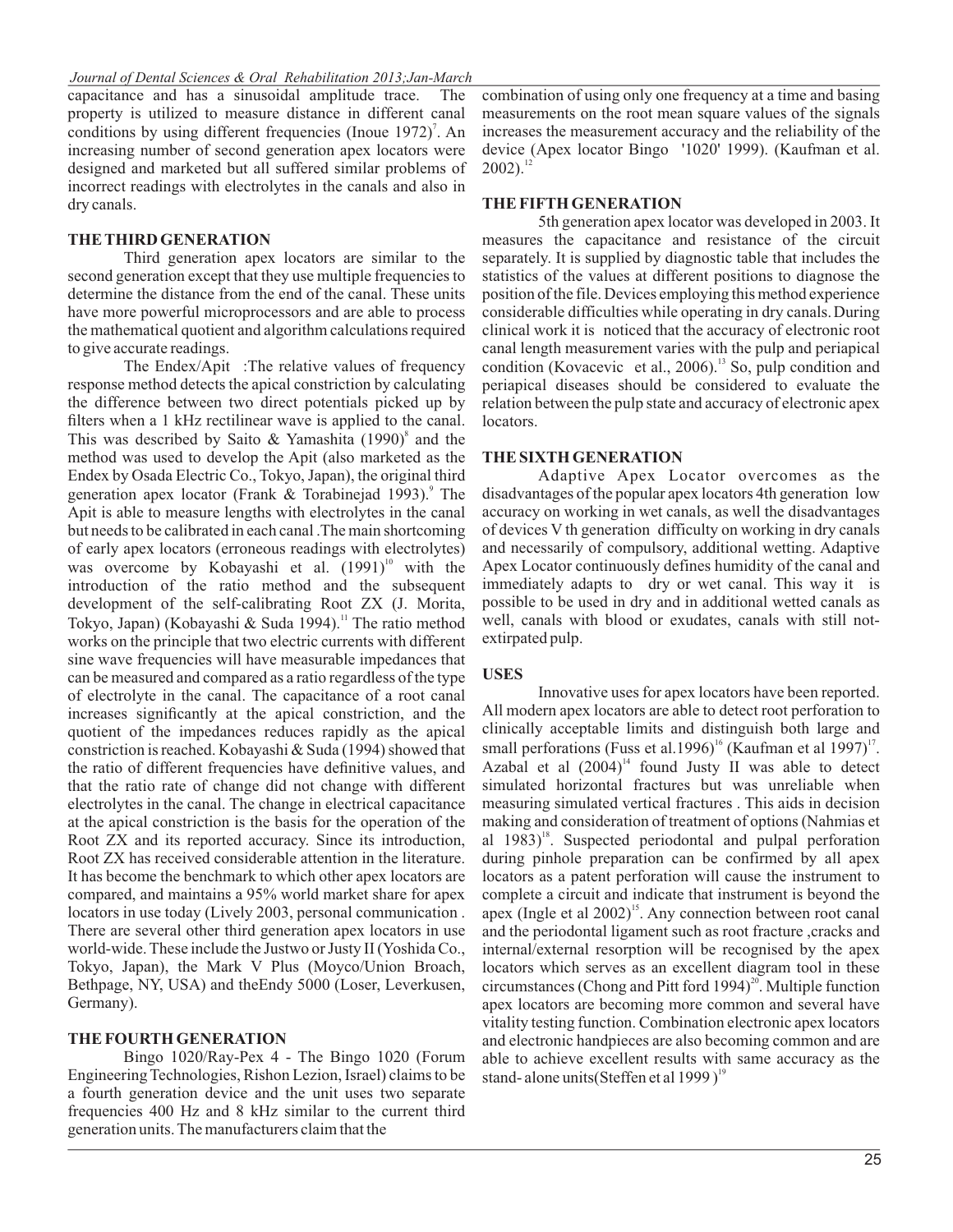capacitance and has a sinusoidal amplitude trace. The property is utilized to measure distance in different canal conditions by using different frequencies (Inoue 1972)[7]. An increasing number of second generation apex locators were designed and marketed but all suffered similar problems of incorrect readings with electrolytes in the canals and also in dry canals.

## THE THIRD GENERATION

Third generation apex locators are similar to the second generation except that they use multiple frequencies to determine the distance from the end of the canal. These units have more powerful microprocessors and are able to process the mathematical quotient and algorithm calculations required to give accurate readings.

The Endex/Apit :The relative values of frequency response method detects the apical constriction by calculating the difference between two direct potentials picked up by filters when a 1 kHz rectilinear wave is applied to the canal. This was described by Saito & Yamashita (1990)[8] and the method was used to develop the Apit (also marketed as the Endex by Osada Electric Co., Tokyo, Japan), the original third generation apex locator (Frank & Torabinejad 1993).[9] The Apit is able to measure lengths with electrolytes in the canal but needs to be calibrated in each canal .The main shortcoming of early apex locators (erroneous readings with electrolytes) was overcome by Kobayashi et al. (1991)[10] with the introduction of the ratio method and the subsequent development of the self-calibrating Root ZX (J. Morita, Tokyo, Japan) (Kobayashi & Suda 1994).[11] The ratio method works on the principle that two electric currents with different sine wave frequencies will have measurable impedances that can be measured and compared as a ratio regardless of the type of electrolyte in the canal. The capacitance of a root canal increases significantly at the apical constriction, and the quotient of the impedances reduces rapidly as the apical constriction is reached. Kobayashi & Suda (1994) showed that the ratio of different frequencies have definitive values, and that the ratio rate of change did not change with different electrolytes in the canal. The change in electrical capacitance at the apical constriction is the basis for the operation of the Root ZX and its reported accuracy. Since its introduction, Root ZX has received considerable attention in the literature. It has become the benchmark to which other apex locators are compared, and maintains a 95% world market share for apex locators in use today (Lively 2003, personal communication . There are several other third generation apex locators in use world-wide. These include the Justwo or Justy II (Yoshida Co., Tokyo, Japan), the Mark V Plus (Moyco/Union Broach, Bethpage, NY, USA) and theEndy 5000 (Loser, Leverkusen, Germany).

## THE FOURTH GENERATION

Bingo 1020/Ray-Pex 4 - The Bingo 1020 (Forum Engineering Technologies, Rishon Lezion, Israel) claims to be a fourth generation device and the unit uses two separate frequencies 400 Hz and 8 kHz similar to the current third generation units. The manufacturers claim that the combination of using only one frequency at a time and basing measurements on the root mean square values of the signals increases the measurement accuracy and the reliability of the device (Apex locator Bingo '1020' 1999). (Kaufman et al. 2002).[12]

## THE FIFTH GENERATION

5th generation apex locator was developed in 2003. It measures the capacitance and resistance of the circuit separately. It is supplied by diagnostic table that includes the statistics of the values at different positions to diagnose the position of the file. Devices employing this method experience considerable difficulties while operating in dry canals. During clinical work it is noticed that the accuracy of electronic root canal length measurement varies with the pulp and periapical condition (Kovacevic et al., 2006).[13] So, pulp condition and periapical diseases should be considered to evaluate the relation between the pulp state and accuracy of electronic apex locators.

## THE SIXTH GENERATION

Adaptive Apex Locator overcomes as the disadvantages of the popular apex locators 4th generation low accuracy on working in wet canals, as well the disadvantages of devices V th generation difficulty on working in dry canals and necessarily of compulsory, additional wetting. Adaptive Apex Locator continuously defines humidity of the canal and immediately adapts to dry or wet canal. This way it is possible to be used in dry and in additional wetted canals as well, canals with blood or exudates, canals with still not-extirpated pulp.

## USES

Innovative uses for apex locators have been reported. All modern apex locators are able to detect root perforation to clinically acceptable limits and distinguish both large and small perforations (Fuss et al.1996)[16] (Kaufman et al 1997)[17]. Azabal et al (2004)[14] found Justy II was able to detect simulated horizontal fractures but was unreliable when measuring simulated vertical fractures . This aids in decision making and consideration of treatment of options (Nahmias et al 1983)[18]. Suspected periodontal and pulpal perforation during pinhole preparation can be confirmed by all apex locators as a patent perforation will cause the instrument to complete a circuit and indicate that instrument is beyond the apex (Ingle et al 2002)[15]. Any connection between root canal and the periodontal ligament such as root fracture ,cracks and internal/external resorption will be recognised by the apex locators which serves as an excellent diagram tool in these circumstances (Chong and Pitt ford 1994)[20]. Multiple function apex locators are becoming more common and several have vitality testing function. Combination electronic apex locators and electronic handpieces are also becoming common and are able to achieve excellent results with same accuracy as the stand- alone units(Steffen et al 1999 )[19]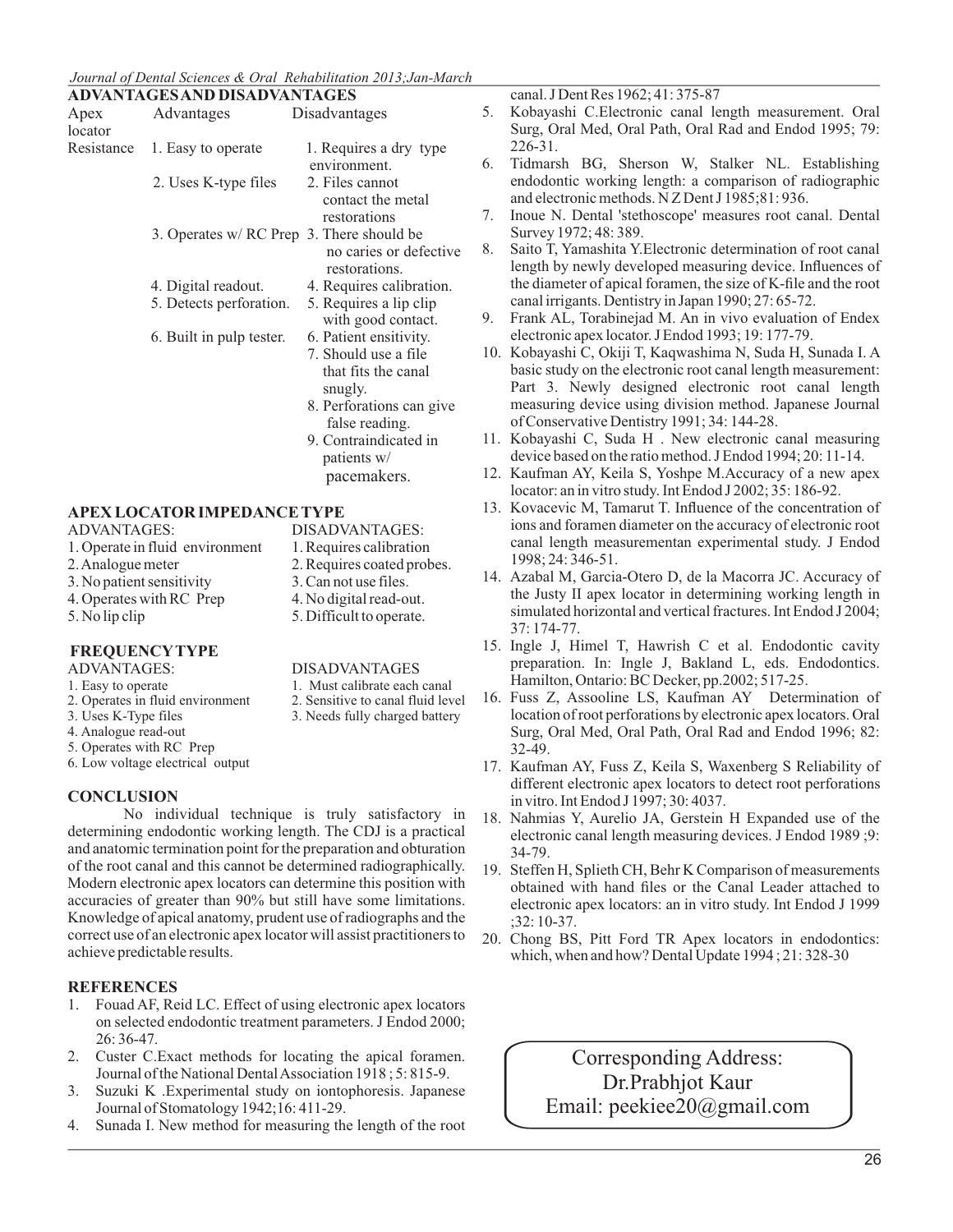## ADVANTAGES AND DISADVANTAGES

| Apex locator | Advantages | Disadvantages |
|---|---|---|
| Resistance | 1. Easy to operate | 1. Requires a dry type environment. |
| | 2. Uses K-type files | 2. Files cannot contact the metal restorations |
| | 3. Operates w/ RC Prep | 3. There should be no caries or defective restorations. |
| | 4. Digital readout. | 4. Requires calibration. |
| | 5. Detects perforation. | 5. Requires a lip clip with good contact. |
| | 6. Built in pulp tester. | 6. Patient ensitivity. |
| | | 7. Should use a file that fits the canal snugly. |
| | | 8. Perforations can give false reading. |
| | | 9. Contraindicated in patients w/ pacemakers. |

## APEX LOCATOR IMPEDANCE TYPE

| ADVANTAGES: | DISADVANTAGES: |
|---|---|
| 1. Operate in fluid environment | 1. Requires calibration |
| 2. Analogue meter | 2. Requires coated probes. |
| 3. No patient sensitivity | 3. Can not use files. |
| 4. Operates with RC Prep | 4. No digital read-out. |
| 5. No lip clip | 5. Difficult to operate. |

## FREQUENCY TYPE

| ADVANTAGES: | DISADVANTAGES |
|---|---|
| 1. Easy to operate | 1. Must calibrate each canal |
| 2. Operates in fluid environment | 2. Sensitive to canal fluid level |
| 3. Uses K-Type files | 3. Needs fully charged battery |
| 4. Analogue read-out | |
| 5. Operates with RC Prep | |
| 6. Low voltage electrical output | |

## CONCLUSION

No individual technique is truly satisfactory in determining endodontic working length. The CDJ is a practical and anatomic termination point for the preparation and obturation of the root canal and this cannot be determined radiographically. Modern electronic apex locators can determine this position with accuracies of greater than 90% but still have some limitations. Knowledge of apical anatomy, prudent use of radiographs and the correct use of an electronic apex locator will assist practitioners to achieve predictable results.

## REFERENCES

1. Fouad AF, Reid LC. Effect of using electronic apex locators on selected endodontic treatment parameters. J Endod 2000; 26: 36-47.
2. Custer C.Exact methods for locating the apical foramen. Journal of the National Dental Association 1918 ; 5: 815-9.
3. Suzuki K .Experimental study on iontophoresis. Japanese Journal of Stomatology 1942;16: 411-29.
4. Sunada I. New method for measuring the length of the root canal. J Dent Res 1962; 41: 375-87
5. Kobayashi C.Electronic canal length measurement. Oral Surg, Oral Med, Oral Path, Oral Rad and Endod 1995; 79: 226-31.
6. Tidmarsh BG, Sherson W, Stalker NL. Establishing endodontic working length: a comparison of radiographic and electronic methods. N Z Dent J 1985;81: 936.
7. Inoue N. Dental 'stethoscope' measures root canal. Dental Survey 1972; 48: 389.
8. Saito T, Yamashita Y.Electronic determination of root canal length by newly developed measuring device. Influences of the diameter of apical foramen, the size of K-file and the root canal irrigants. Dentistry in Japan 1990; 27: 65-72.
9. Frank AL, Torabinejad M. An in vivo evaluation of Endex electronic apex locator. J Endod 1993; 19: 177-79.
10. Kobayashi C, Okiji T, Kaqwashima N, Suda H, Sunada I. A basic study on the electronic root canal length measurement: Part 3. Newly designed electronic root canal length measuring device using division method. Japanese Journal of Conservative Dentistry 1991; 34: 144-28.
11. Kobayashi C, Suda H . New electronic canal measuring device based on the ratio method. J Endod 1994; 20: 11-14.
12. Kaufman AY, Keila S, Yoshpe M.Accuracy of a new apex locator: an in vitro study. Int Endod J 2002; 35: 186-92.
13. Kovacevic M, Tamarut T. Influence of the concentration of ions and foramen diameter on the accuracy of electronic root canal length measurementan experimental study. J Endod 1998; 24: 346-51.
14. Azabal M, Garcia-Otero D, de la Macorra JC. Accuracy of the Justy II apex locator in determining working length in simulated horizontal and vertical fractures. Int Endod J 2004; 37: 174-77.
15. Ingle J, Himel T, Hawrish C et al. Endodontic cavity preparation. In: Ingle J, Bakland L, eds. Endodontics. Hamilton, Ontario: BC Decker, pp.2002; 517-25.
16. Fuss Z, Assooline LS, Kaufman AY Determination of location of root perforations by electronic apex locators. Oral Surg, Oral Med, Oral Path, Oral Rad and Endod 1996; 82: 32-49.
17. Kaufman AY, Fuss Z, Keila S, Waxenberg S Reliability of different electronic apex locators to detect root perforations in vitro. Int Endod J 1997; 30: 4037.
18. Nahmias Y, Aurelio JA, Gerstein H Expanded use of the electronic canal length measuring devices. J Endod 1989 ;9: 34-79.
19. Steffen H, Splieth CH, Behr K Comparison of measurements obtained with hand files or the Canal Leader attached to electronic apex locators: an in vitro study. Int Endod J 1999 ;32: 10-37.
20. Chong BS, Pitt Ford TR Apex locators in endodontics: which, when and how? Dental Update 1994 ; 21: 328-30

Corresponding Address:
Dr.Prabhjot Kaur
Email: peekiee20@gmail.com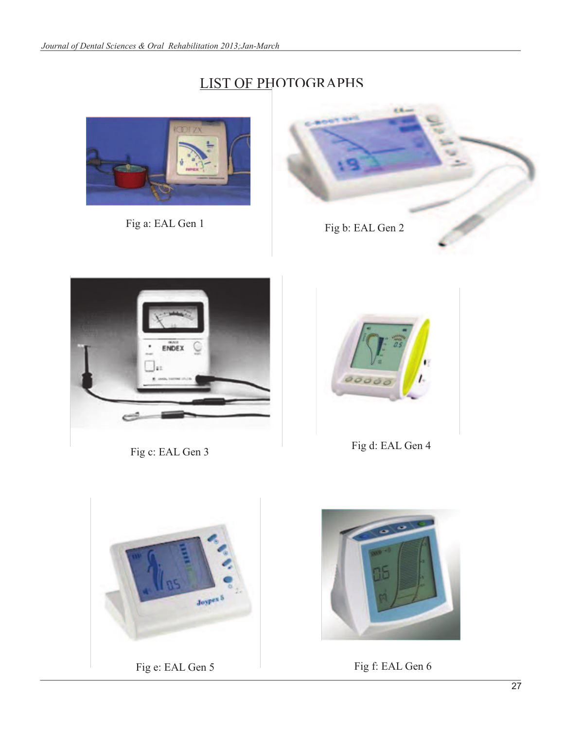## LIST OF PHOTOGRAPHS

Fig a: EAL Gen 1

Fig b: EAL Gen 2

Fig c: EAL Gen 3

Fig d: EAL Gen 4

Fig e: EAL Gen 5

Fig f: EAL Gen 6